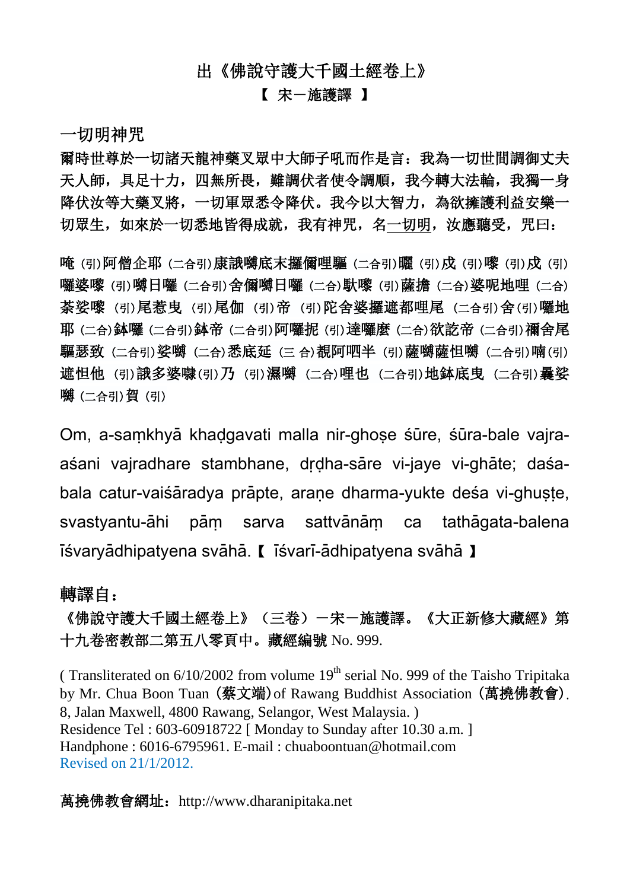# 出《佛說守護大千國土經卷上》

【 宋－施護譯 】

## 一切明神咒

爾時世尊於一切諸天龍神藥叉眾中大師子吼而作是言：我為一切世間調御丈夫天人師，具足十力，四無所畏，難調伏者使令調順，我今轉大法輪，我獨一身降伏汝等大藥叉將，一切軍眾悉令降伏。我今以大智力，為欲擁護利益安樂一切眾生，如來於一切悉地皆得成就，我有神咒，名一切明，汝應聽受，咒曰：

唵（引）阿僧企耶（二合引）康誐嚩底末攞儞哩驅（二合引）曬（引）戍（引）㘑（引）戍（引）囉婆㘑（引）嚩日囉（二合引）舍儞嚩日囉（二合）馱㘑（引）薩擔（二合）婆呢地哩（二合）荼娑㘑（引）尾惹曳（引）尾伽（引）帝（引）陀舍婆攞遮都哩尾（二合引）舍（引）囉地耶（二合）鉢囉（二合引）鉢帝（二合引）阿囉抳（引）達囉麼（二合）欲訖帝（二合引）禰舍尾驅瑟致（二合引）娑嚩（二合）悉底延（三合）覩阿呬半（引）薩嚩薩怛嚩（二合引）喃（引）遮怛他（引）誐多婆隸（引）乃（引）濕嚩（二合）哩也（二合引）地鉢底曳（二合引）曩娑嚩（二合引）賀（引）

Om, a-saṃkhyā khaḍgavati malla nir-ghoṣe śūre, śūra-bale vajra-aśani vajradhare stambhane, dṛḍha-sāre vi-jaye vi-ghāte; daśa-bala catur-vaiśāradya prāpte, araṇe dharma-yukte deśa vi-ghuṣṭe, svastyantu-āhi pāṃ sarva sattvānāṃ ca tathāgata-balena īśvaryādhipatyena svāhā.【 īśvarī-ādhipatyena svāhā 】

## 轉譯自：

《佛說守護大千國土經卷上》（三卷）－宋－施護譯。《大正新修大藏經》第十九卷密教部二第五八零頁中。藏經編號 No. 999.

( Transliterated on 6/10/2002 from volume 19th serial No. 999 of the Taisho Tripitaka by Mr. Chua Boon Tuan（蔡文端）of Rawang Buddhist Association（萬撓佛教會）. 8, Jalan Maxwell, 4800 Rawang, Selangor, West Malaysia. )
Residence Tel : 603-60918722 [ Monday to Sunday after 10.30 a.m. ]
Handphone : 6016-6795961. E-mail : chuaboontuan@hotmail.com
Revised on 21/1/2012.

萬撓佛教會網址：http://www.dharanipitaka.net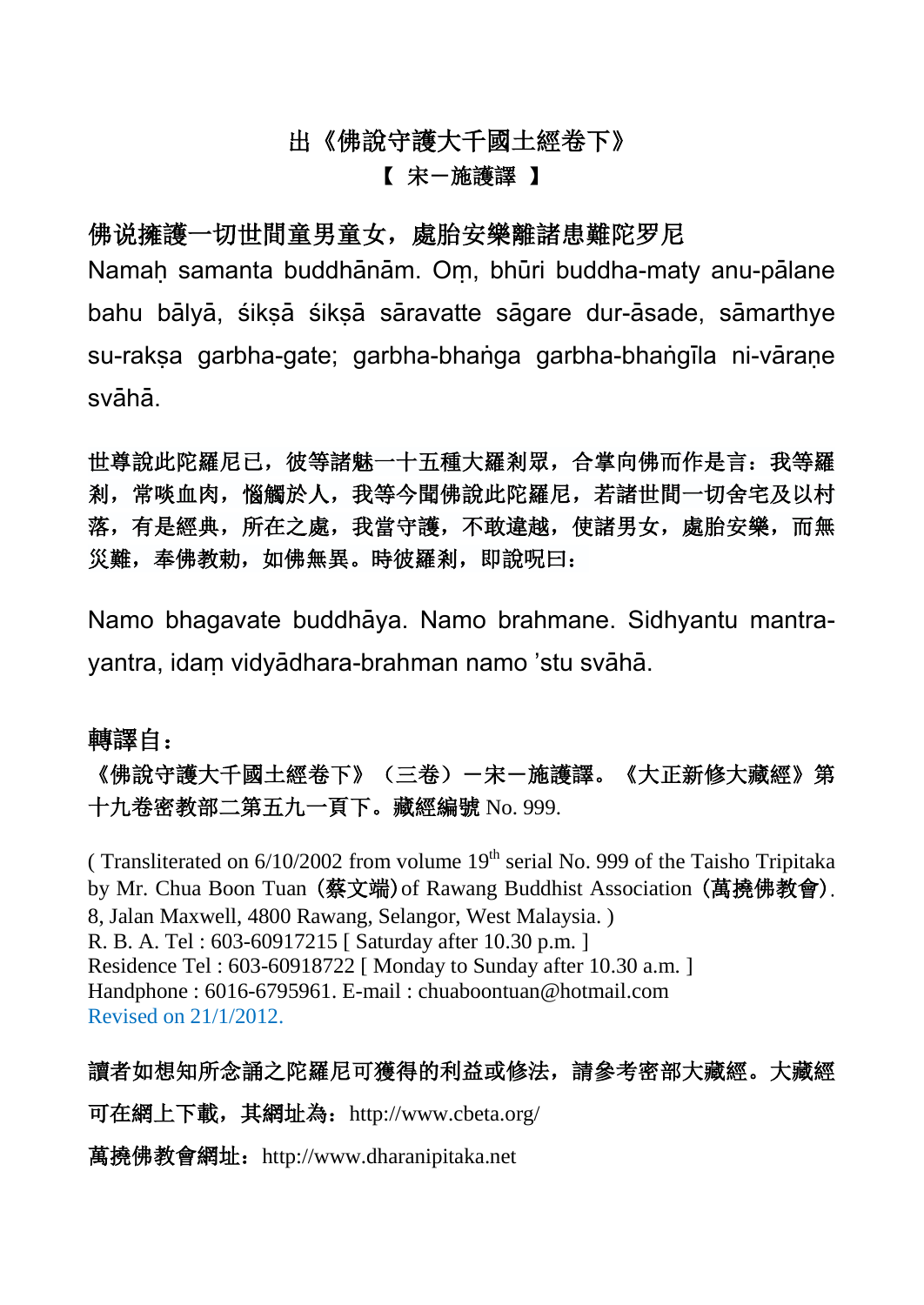# 出《佛說守護大千國土經卷下》

【 宋一施護譯 】

## 佛说擁護一切世間童男童女，處胎安樂離諸患難陀罗尼

Namaḥ samanta buddhānām. Oṃ, bhūri buddha-maty anu-pālane bahu bālyā, śikṣā śikṣā sāravatte sāgare dur-āsade, sāmarthye su-rakṣa garbha-gate; garbha-bhaṅga garbha-bhaṅgīla ni-vāraṇe svāhā.

**世尊說此陀羅尼已，彼等諸魅一十五種大羅刹眾，合掌向佛而作是言：我等羅刹，常啖血肉，惱觸於人，我等今聞佛說此陀羅尼，若諸世間一切舍宅及以村落，有是經典，所在之處，我當守護，不敢違越，使諸男女，處胎安樂，而無災難，奉佛教勅，如佛無異。時彼羅刹，即說呪曰：**

Namo bhagavate buddhāya. Namo brahmane. Sidhyantu mantra-yantra, idaṃ vidyādhara-brahman namo 'stu svāhā.

**轉譯自：**

**《佛說守護大千國土經卷下》（三卷）一宋一施護譯。《大正新修大藏經》第十九卷密教部二第五九一頁下。藏經編號** No. 999.

( Transliterated on 6/10/2002 from volume 19th serial No. 999 of the Taisho Tripitaka by Mr. Chua Boon Tuan (蔡文端) of Rawang Buddhist Association (萬撓佛教會). 8, Jalan Maxwell, 4800 Rawang, Selangor, West Malaysia. )
R. B. A. Tel : 603-60917215 [ Saturday after 10.30 p.m. ]
Residence Tel : 603-60918722 [ Monday to Sunday after 10.30 a.m. ]
Handphone : 6016-6795961. E-mail : chuaboontuan@hotmail.com
Revised on 21/1/2012.

**讀者如想知所念誦之陀羅尼可獲得的利益或修法，請參考密部大藏經。大藏經可在網上下載，其網址為：** http://www.cbeta.org/

**萬撓佛教會網址：** http://www.dharanipitaka.net